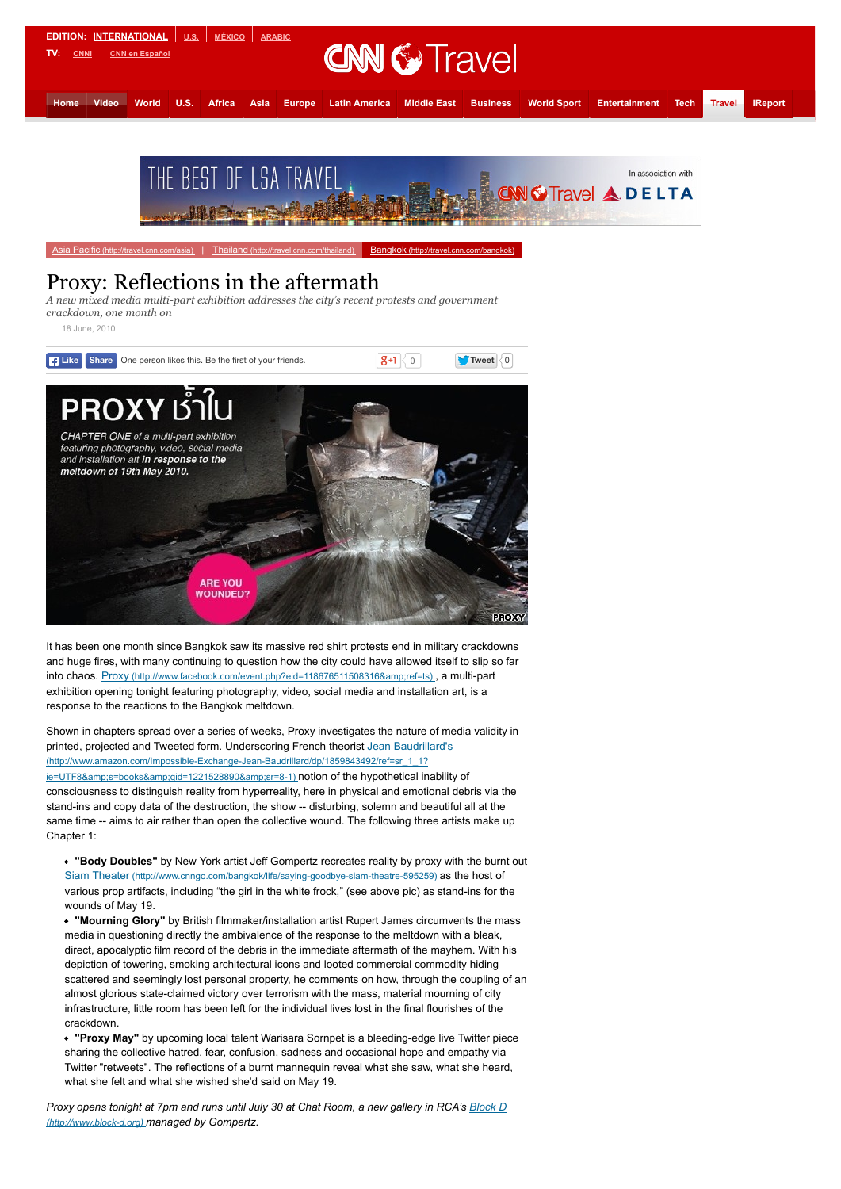EDITION: INTERNATIONAL | U.S. | MÉXICO | ARABIC

TV: CNNi | CNN en Español

CNN Travel

Home | Video | World | U.S. | Africa | Asia | Europe | Latin America | Middle East | Business | World Sport | Entertainment | Tech | Travel | iReport

THE BEST OF USA TRAVEL — In association with CNN Travel DELTA

Asia Pacific (http://travel.cnn.com/asia) | Thailand (http://travel.cnn.com/thailand) | Bangkok (http://travel.cnn.com/bangkok)

# Proxy: Reflections in the aftermath

*A new mixed media multi-part exhibition addresses the city's recent protests and government crackdown, one month on*

18 June, 2010

Like | Share | One person likes this. Be the first of your friends. | +1 0 | Tweet 0

It has been one month since Bangkok saw its massive red shirt protests end in military crackdowns and huge fires, with many continuing to question how the city could have allowed itself to slip so far into chaos. Proxy (http://www.facebook.com/event.php?eid=118676511508316&amp;ref=ts) , a multi-part exhibition opening tonight featuring photography, video, social media and installation art, is a response to the reactions to the Bangkok meltdown.

Shown in chapters spread over a series of weeks, Proxy investigates the nature of media validity in printed, projected and Tweeted form. Underscoring French theorist Jean Baudrillard's (http://www.amazon.com/Impossible-Exchange-Jean-Baudrillard/dp/1859843492/ref=sr_1_1?ie=UTF8&amp;s=books&amp;qid=1221528890&amp;sr=8-1) notion of the hypothetical inability of consciousness to distinguish reality from hyperreality, here in physical and emotional debris via the stand-ins and copy data of the destruction, the show -- disturbing, solemn and beautiful all at the same time -- aims to air rather than open the collective wound. The following three artists make up Chapter 1:

- **"Body Doubles"** by New York artist Jeff Gompertz recreates reality by proxy with the burnt out Siam Theater (http://www.cnngo.com/bangkok/life/saying-goodbye-siam-theatre-595259) as the host of various prop artifacts, including "the girl in the white frock," (see above pic) as stand-ins for the wounds of May 19.
- **"Mourning Glory"** by British filmmaker/installation artist Rupert James circumvents the mass media in questioning directly the ambivalence of the response to the meltdown with a bleak, direct, apocalyptic film record of the debris in the immediate aftermath of the mayhem. With his depiction of towering, smoking architectural icons and looted commercial commodity hiding scattered and seemingly lost personal property, he comments on how, through the coupling of an almost glorious state-claimed victory over terrorism with the mass, material mourning of city infrastructure, little room has been left for the individual lives lost in the final flourishes of the crackdown.
- **"Proxy May"** by upcoming local talent Warisara Sornpet is a bleeding-edge live Twitter piece sharing the collective hatred, fear, confusion, sadness and occasional hope and empathy via Twitter "retweets". The reflections of a burnt mannequin reveal what she saw, what she heard, what she felt and what she wished she'd said on May 19.

*Proxy opens tonight at 7pm and runs until July 30 at Chat Room, a new gallery in RCA's Block D (http://www.block-d.org) managed by Gompertz.*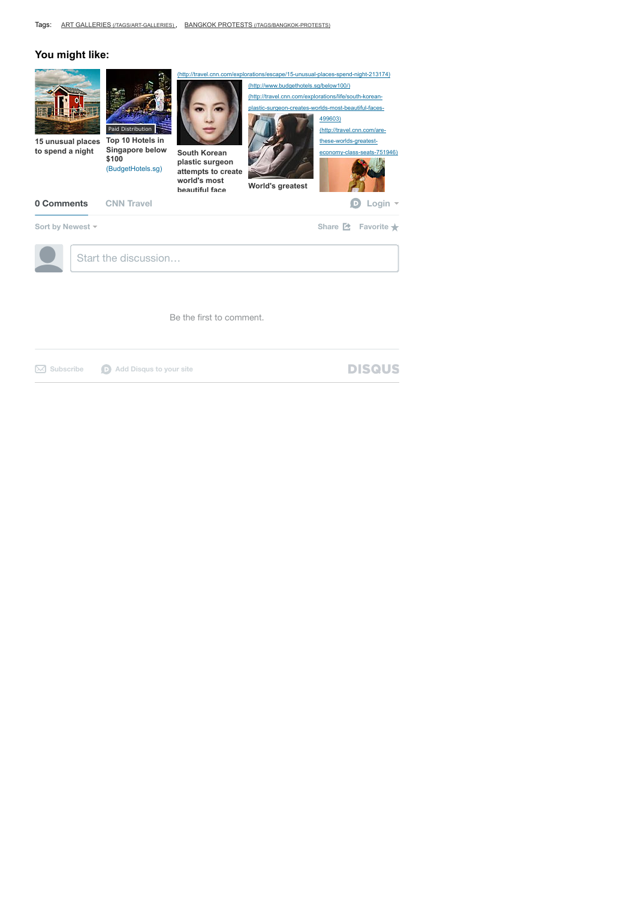Tags: ART GALLERIES (/TAGS/ART-GALLERIES) , BANGKOK PROTESTS (/TAGS/BANGKOK-PROTESTS)

## You might like:

15 unusual places to spend a night

Paid Distribution

Top 10 Hotels in Singapore below $100 (BudgetHotels.sg)

(http://travel.cnn.com/explorations/escape/15-unusual-places-spend-night-213174)

South Korean plastic surgeon attempts to create world's most beautiful face

(http://www.budgethotels.sg/below100/)

(http://travel.cnn.com/explorations/life/south-korean-plastic-surgeon-creates-worlds-most-beautiful-faces-499603)

World's greatest

(http://travel.cnn.com/are-these-worlds-greatest-economy-class-seats-751946)

**0 Comments** CNN Travel Login

Sort by Newest Share Favorite

Start the discussion…

Be the first to comment.

Subscribe Add Disqus to your site DISQUS